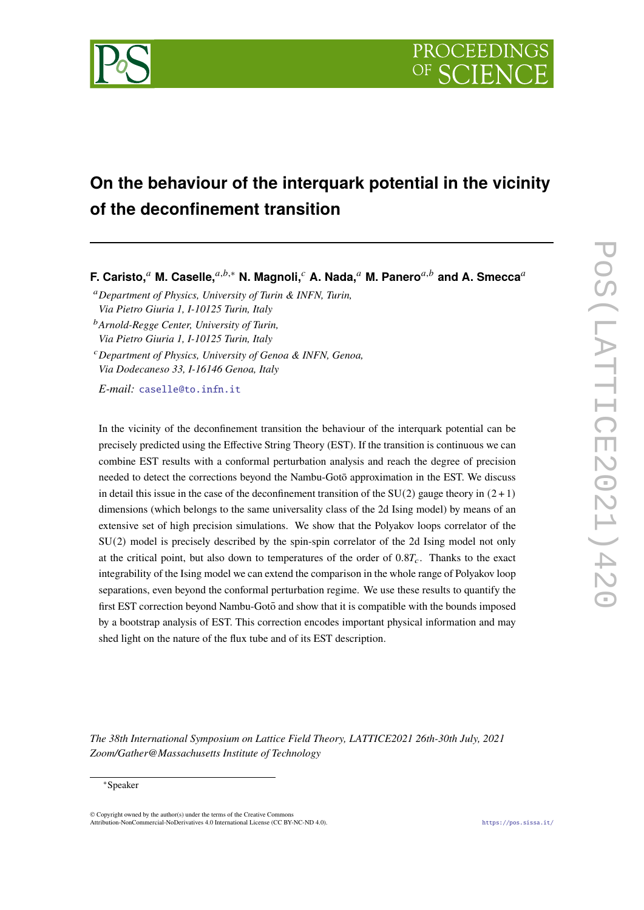# On the behaviour of the interquark potential in the vicinity of the deconfinement transition

**F. Caristo,**[a] **M. Caselle,**[a,b,*] **N. Magnoli,**[c] **A. Nada,**[a] **M. Panero**[a,b] **and A. Smecca**[a]

[a] *Department of Physics, University of Turin & INFN, Turin, Via Pietro Giuria 1, I-10125 Turin, Italy*

[b] *Arnold-Regge Center, University of Turin, Via Pietro Giuria 1, I-10125 Turin, Italy*

[c] *Department of Physics, University of Genoa & INFN, Genoa, Via Dodecaneso 33, I-16146 Genoa, Italy*

*E-mail:* caselle@to.infn.it

In the vicinity of the deconfinement transition the behaviour of the interquark potential can be precisely predicted using the Effective String Theory (EST). If the transition is continuous we can combine EST results with a conformal perturbation analysis and reach the degree of precision needed to detect the corrections beyond the Nambu-Gotō approximation in the EST. We discuss in detail this issue in the case of the deconfinement transition of the SU(2) gauge theory in $(2+1)$ dimensions (which belongs to the same universality class of the 2d Ising model) by means of an extensive set of high precision simulations. We show that the Polyakov loops correlator of the SU(2) model is precisely described by the spin-spin correlator of the 2d Ising model not only at the critical point, but also down to temperatures of the order of $0.8T_c$. Thanks to the exact integrability of the Ising model we can extend the comparison in the whole range of Polyakov loop separations, even beyond the conformal perturbation regime. We use these results to quantify the first EST correction beyond Nambu-Gotō and show that it is compatible with the bounds imposed by a bootstrap analysis of EST. This correction encodes important physical information and may shed light on the nature of the flux tube and of its EST description.

*The 38th International Symposium on Lattice Field Theory, LATTICE2021 26th-30th July, 2021 Zoom/Gather@Massachusetts Institute of Technology*

*Speaker

© Copyright owned by the author(s) under the terms of the Creative Commons Attribution-NonCommercial-NoDerivatives 4.0 International License (CC BY-NC-ND 4.0).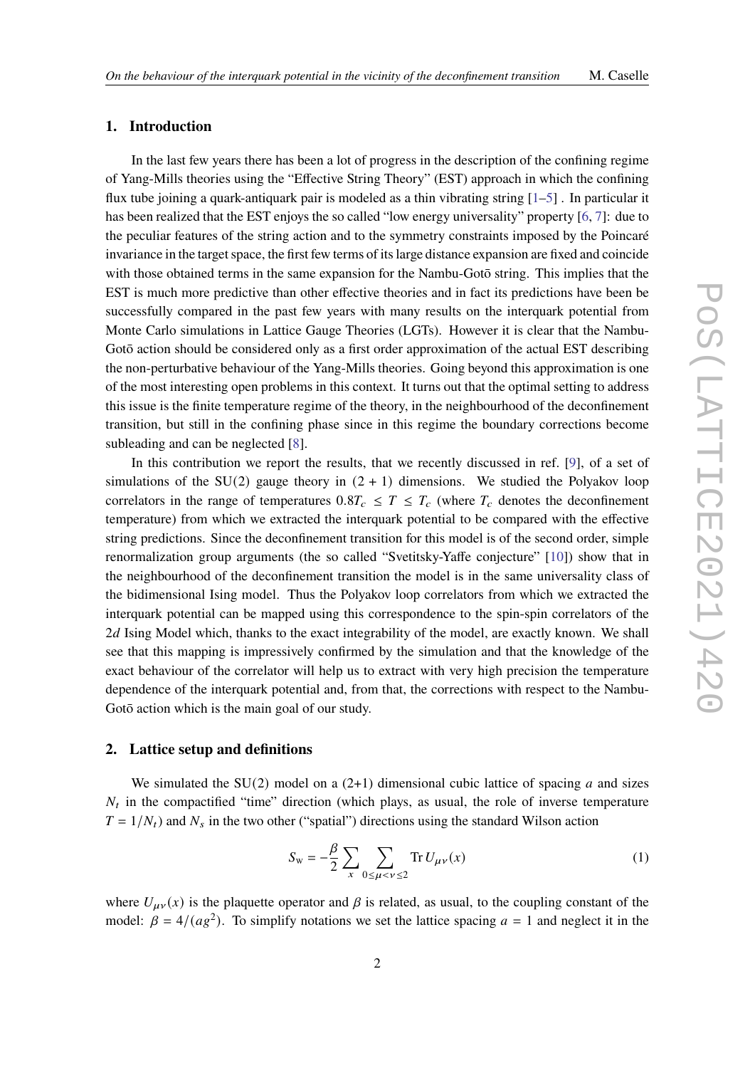## 1. Introduction

In the last few years there has been a lot of progress in the description of the confining regime of Yang-Mills theories using the "Effective String Theory" (EST) approach in which the confining flux tube joining a quark-antiquark pair is modeled as a thin vibrating string [1–5] . In particular it has been realized that the EST enjoys the so called "low energy universality" property [6, 7]: due to the peculiar features of the string action and to the symmetry constraints imposed by the Poincaré invariance in the target space, the first few terms of its large distance expansion are fixed and coincide with those obtained terms in the same expansion for the Nambu-Gotō string. This implies that the EST is much more predictive than other effective theories and in fact its predictions have been be successfully compared in the past few years with many results on the interquark potential from Monte Carlo simulations in Lattice Gauge Theories (LGTs). However it is clear that the Nambu-Gotō action should be considered only as a first order approximation of the actual EST describing the non-perturbative behaviour of the Yang-Mills theories. Going beyond this approximation is one of the most interesting open problems in this context. It turns out that the optimal setting to address this issue is the finite temperature regime of the theory, in the neighbourhood of the deconfinement transition, but still in the confining phase since in this regime the boundary corrections become subleading and can be neglected [8].

In this contribution we report the results, that we recently discussed in ref. [9], of a set of simulations of the SU(2) gauge theory in $(2+1)$ dimensions. We studied the Polyakov loop correlators in the range of temperatures $0.8T_c \leq T \leq T_c$ (where $T_c$ denotes the deconfinement temperature) from which we extracted the interquark potential to be compared with the effective string predictions. Since the deconfinement transition for this model is of the second order, simple renormalization group arguments (the so called "Svetitsky-Yaffe conjecture" [10]) show that in the neighbourhood of the deconfinement transition the model is in the same universality class of the bidimensional Ising model. Thus the Polyakov loop correlators from which we extracted the interquark potential can be mapped using this correspondence to the spin-spin correlators of the $2d$ Ising Model which, thanks to the exact integrability of the model, are exactly known. We shall see that this mapping is impressively confirmed by the simulation and that the knowledge of the exact behaviour of the correlator will help us to extract with very high precision the temperature dependence of the interquark potential and, from that, the corrections with respect to the Nambu-Gotō action which is the main goal of our study.

## 2. Lattice setup and definitions

We simulated the SU(2) model on a (2+1) dimensional cubic lattice of spacing $a$ and sizes $N_t$ in the compactified "time" direction (which plays, as usual, the role of inverse temperature $T = 1/N_t$) and $N_s$ in the two other ("spatial") directions using the standard Wilson action

$$S_{\mathrm{W}} = -\frac{\beta}{2} \sum_{x} \sum_{0 \leq \mu < \nu \leq 2} \mathrm{Tr}\, U_{\mu\nu}(x) \tag{1}$$

where $U_{\mu\nu}(x)$ is the plaquette operator and $\beta$ is related, as usual, to the coupling constant of the model: $\beta = 4/(ag^2)$. To simplify notations we set the lattice spacing $a = 1$ and neglect it in the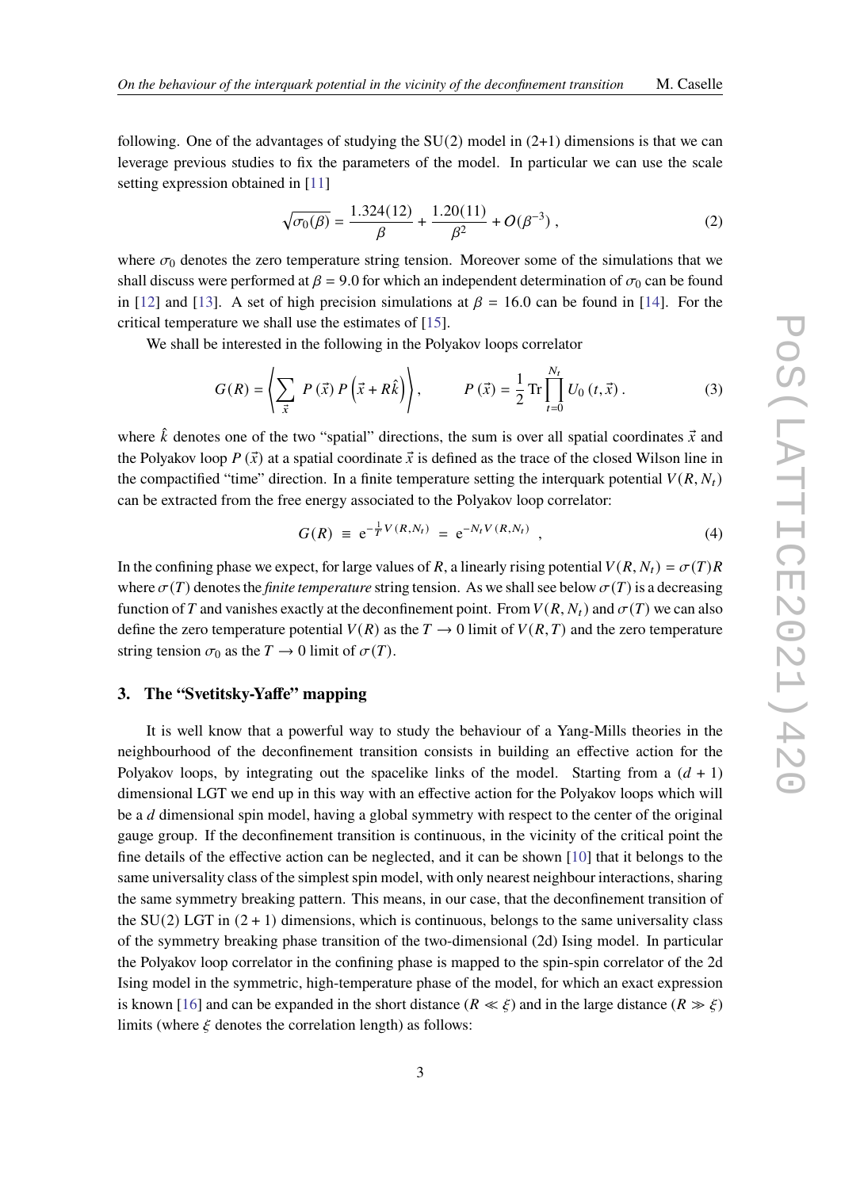following. One of the advantages of studying the SU(2) model in (2+1) dimensions is that we can leverage previous studies to fix the parameters of the model. In particular we can use the scale setting expression obtained in [11]

$$\sqrt{\sigma_0(\beta)} = \frac{1.324(12)}{\beta} + \frac{1.20(11)}{\beta^2} + O(\beta^{-3}) \,, \tag{2}$$

where $\sigma_0$ denotes the zero temperature string tension. Moreover some of the simulations that we shall discuss were performed at $\beta = 9.0$ for which an independent determination of $\sigma_0$ can be found in [12] and [13]. A set of high precision simulations at $\beta = 16.0$ can be found in [14]. For the critical temperature we shall use the estimates of [15].

We shall be interested in the following in the Polyakov loops correlator

$$G(R) = \left\langle \sum_{\vec{x}} P(\vec{x}) \, P\left(\vec{x} + R\hat{k}\right) \right\rangle, \qquad P(\vec{x}) = \frac{1}{2} \operatorname{Tr} \prod_{t=0}^{N_t} U_0(t, \vec{x}) \,. \tag{3}$$

where $\hat{k}$ denotes one of the two "spatial" directions, the sum is over all spatial coordinates $\vec{x}$ and the Polyakov loop $P(\vec{x})$ at a spatial coordinate $\vec{x}$ is defined as the trace of the closed Wilson line in the compactified "time" direction. In a finite temperature setting the interquark potential $V(R, N_t)$ can be extracted from the free energy associated to the Polyakov loop correlator:

$$G(R) \;\equiv\; \mathrm{e}^{-\frac{1}{T} V(R,N_t)} \;=\; \mathrm{e}^{-N_t V(R,N_t)} \;, \tag{4}$$

In the confining phase we expect, for large values of $R$, a linearly rising potential $V(R, N_t) = \sigma(T)R$ where $\sigma(T)$ denotes the *finite temperature* string tension. As we shall see below $\sigma(T)$ is a decreasing function of $T$ and vanishes exactly at the deconfinement point. From $V(R, N_t)$ and $\sigma(T)$ we can also define the zero temperature potential $V(R)$ as the $T \to 0$ limit of $V(R, T)$ and the zero temperature string tension $\sigma_0$ as the $T \to 0$ limit of $\sigma(T)$.

## 3. The "Svetitsky-Yaffe" mapping

It is well know that a powerful way to study the behaviour of a Yang-Mills theories in the neighbourhood of the deconfinement transition consists in building an effective action for the Polyakov loops, by integrating out the spacelike links of the model. Starting from a $(d + 1)$ dimensional LGT we end up in this way with an effective action for the Polyakov loops which will be a $d$ dimensional spin model, having a global symmetry with respect to the center of the original gauge group. If the deconfinement transition is continuous, in the vicinity of the critical point the fine details of the effective action can be neglected, and it can be shown [10] that it belongs to the same universality class of the simplest spin model, with only nearest neighbour interactions, sharing the same symmetry breaking pattern. This means, in our case, that the deconfinement transition of the SU(2) LGT in $(2 + 1)$ dimensions, which is continuous, belongs to the same universality class of the symmetry breaking phase transition of the two-dimensional (2d) Ising model. In particular the Polyakov loop correlator in the confining phase is mapped to the spin-spin correlator of the 2d Ising model in the symmetric, high-temperature phase of the model, for which an exact expression is known [16] and can be expanded in the short distance ($R \ll \xi$) and in the large distance ($R \gg \xi$) limits (where $\xi$ denotes the correlation length) as follows: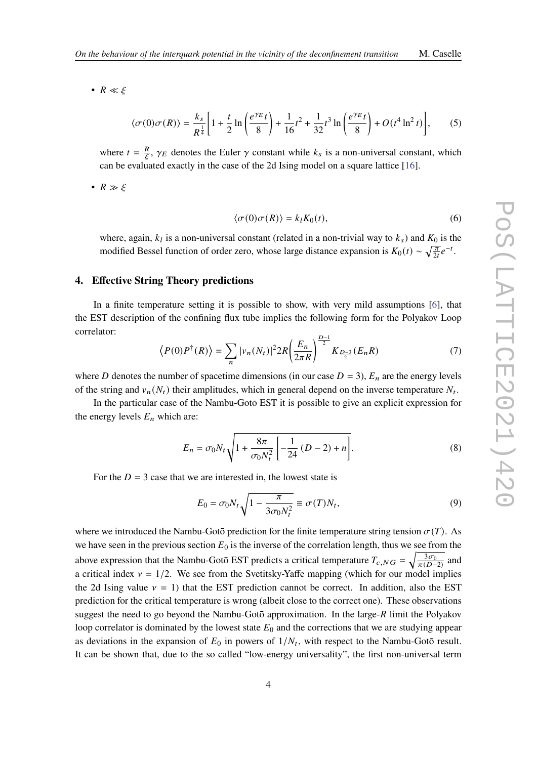- $R \ll \xi$

$$\langle \sigma(0)\sigma(R)\rangle = \frac{k_s}{R^{\frac{1}{4}}}\left[1 + \frac{t}{2}\ln\left(\frac{e^{\gamma_E} t}{8}\right) + \frac{1}{16}t^2 + \frac{1}{32}t^3 \ln\left(\frac{e^{\gamma_E} t}{8}\right) + O(t^4 \ln^2 t)\right], \tag{5}$$

where $t = \frac{R}{\xi}$, $\gamma_E$ denotes the Euler $\gamma$ constant while $k_s$ is a non-universal constant, which can be evaluated exactly in the case of the 2d Ising model on a square lattice [16].

- $R \gg \xi$

$$\langle \sigma(0)\sigma(R)\rangle = k_l K_0(t), \tag{6}$$

where, again, $k_l$ is a non-universal constant (related in a non-trivial way to $k_s$) and $K_0$ is the modified Bessel function of order zero, whose large distance expansion is $K_0(t) \sim \sqrt{\frac{\pi}{2t}} e^{-t}$.

## 4. Effective String Theory predictions

In a finite temperature setting it is possible to show, with very mild assumptions [6], that the EST description of the confining flux tube implies the following form for the Polyakov Loop correlator:

$$\left\langle P(0)P^{\dagger}(R)\right\rangle = \sum_n |v_n(N_t)|^2 2R \left(\frac{E_n}{2\pi R}\right)^{\frac{D-1}{2}} K_{\frac{D-3}{2}}(E_n R) \tag{7}$$

where $D$ denotes the number of spacetime dimensions (in our case $D = 3$), $E_n$ are the energy levels of the string and $v_n(N_t)$ their amplitudes, which in general depend on the inverse temperature $N_t$.

In the particular case of the Nambu-Gotō EST it is possible to give an explicit expression for the energy levels $E_n$ which are:

$$E_n = \sigma_0 N_t \sqrt{1 + \frac{8\pi}{\sigma_0 N_t^2}\left[-\frac{1}{24}(D-2) + n\right]}. \tag{8}$$

For the $D = 3$ case that we are interested in, the lowest state is

$$E_0 = \sigma_0 N_t \sqrt{1 - \frac{\pi}{3\sigma_0 N_t^2}} \equiv \sigma(T) N_t, \tag{9}$$

where we introduced the Nambu-Gotō prediction for the finite temperature string tension $\sigma(T)$. As we have seen in the previous section $E_0$ is the inverse of the correlation length, thus we see from the above expression that the Nambu-Gotō EST predicts a critical temperature $T_{c,NG} = \sqrt{\frac{3\sigma_0}{\pi(D-2)}}$ and a critical index $\nu = 1/2$. We see from the Svetitsky-Yaffe mapping (which for our model implies the 2d Ising value $\nu = 1$) that the EST prediction cannot be correct. In addition, also the EST prediction for the critical temperature is wrong (albeit close to the correct one). These observations suggest the need to go beyond the Nambu-Gotō approximation. In the large-$R$ limit the Polyakov loop correlator is dominated by the lowest state $E_0$ and the corrections that we are studying appear as deviations in the expansion of $E_0$ in powers of $1/N_t$, with respect to the Nambu-Gotō result. It can be shown that, due to the so called "low-energy universality", the first non-universal term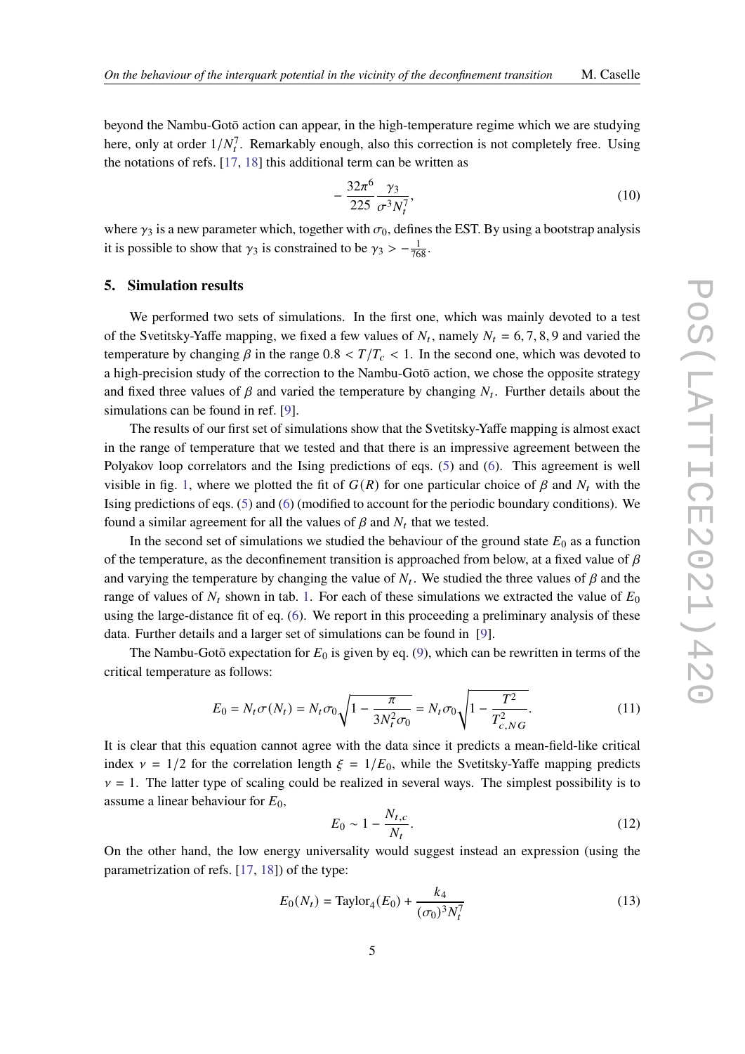beyond the Nambu-Gotō action can appear, in the high-temperature regime which we are studying here, only at order $1/N_t^7$. Remarkably enough, also this correction is not completely free. Using the notations of refs. [17, 18] this additional term can be written as

$$
-\frac{32\pi^6}{225}\frac{\gamma_3}{\sigma^3 N_t^7}, \tag{10}
$$

where $\gamma_3$ is a new parameter which, together with $\sigma_0$, defines the EST. By using a bootstrap analysis it is possible to show that $\gamma_3$ is constrained to be $\gamma_3 > -\frac{1}{768}$.

## 5. Simulation results

We performed two sets of simulations. In the first one, which was mainly devoted to a test of the Svetitsky-Yaffe mapping, we fixed a few values of $N_t$, namely $N_t = 6, 7, 8, 9$ and varied the temperature by changing $\beta$ in the range $0.8 < T/T_c < 1$. In the second one, which was devoted to a high-precision study of the correction to the Nambu-Gotō action, we chose the opposite strategy and fixed three values of $\beta$ and varied the temperature by changing $N_t$. Further details about the simulations can be found in ref. [9].

The results of our first set of simulations show that the Svetitsky-Yaffe mapping is almost exact in the range of temperature that we tested and that there is an impressive agreement between the Polyakov loop correlators and the Ising predictions of eqs. (5) and (6). This agreement is well visible in fig. 1, where we plotted the fit of $G(R)$ for one particular choice of $\beta$ and $N_t$ with the Ising predictions of eqs. (5) and (6) (modified to account for the periodic boundary conditions). We found a similar agreement for all the values of $\beta$ and $N_t$ that we tested.

In the second set of simulations we studied the behaviour of the ground state $E_0$ as a function of the temperature, as the deconfinement transition is approached from below, at a fixed value of $\beta$ and varying the temperature by changing the value of $N_t$. We studied the three values of $\beta$ and the range of values of $N_t$ shown in tab. 1. For each of these simulations we extracted the value of $E_0$ using the large-distance fit of eq. (6). We report in this proceeding a preliminary analysis of these data. Further details and a larger set of simulations can be found in [9].

The Nambu-Gotō expectation for $E_0$ is given by eq. (9), which can be rewritten in terms of the critical temperature as follows:

$$
E_0 = N_t\sigma(N_t) = N_t\sigma_0\sqrt{1-\frac{\pi}{3N_t^2\sigma_0}} = N_t\sigma_0\sqrt{1-\frac{T^2}{T_{c,NG}^2}}. \tag{11}
$$

It is clear that this equation cannot agree with the data since it predicts a mean-field-like critical index $\nu = 1/2$ for the correlation length $\xi = 1/E_0$, while the Svetitsky-Yaffe mapping predicts $\nu = 1$. The latter type of scaling could be realized in several ways. The simplest possibility is to assume a linear behaviour for $E_0$,

$$
E_0 \sim 1 - \frac{N_{t,c}}{N_t}. \tag{12}
$$

On the other hand, the low energy universality would suggest instead an expression (using the parametrization of refs. [17, 18]) of the type:

$$
E_0(N_t) = \text{Taylor}_4(E_0) + \frac{k_4}{(\sigma_0)^3 N_t^7} \tag{13}
$$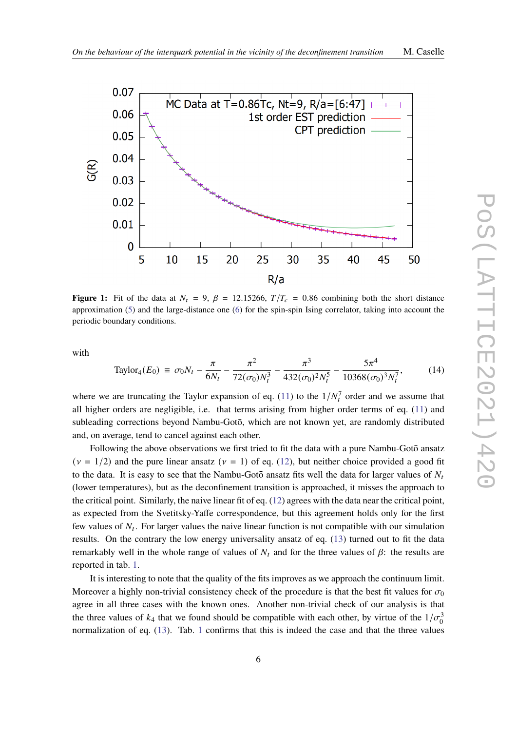**Figure 1:** Fit of the data at $N_t = 9$, $\beta = 12.15266$, $T/T_c = 0.86$ combining both the short distance approximation (5) and the large-distance one (6) for the spin-spin Ising correlator, taking into account the periodic boundary conditions.

with

$$\text{Taylor}_4(E_0) \equiv \sigma_0 N_t - \frac{\pi}{6N_t} - \frac{\pi^2}{72(\sigma_0)N_t^3} - \frac{\pi^3}{432(\sigma_0)^2 N_t^5} - \frac{5\pi^4}{10368(\sigma_0)^3 N_t^7}, \tag{14}$$

where we are truncating the Taylor expansion of eq. (11) to the $1/N_t^7$ order and we assume that all higher orders are negligible, i.e. that terms arising from higher order terms of eq. (11) and subleading corrections beyond Nambu-Gotō, which are not known yet, are randomly distributed and, on average, tend to cancel against each other.

Following the above observations we first tried to fit the data with a pure Nambu-Gotō ansatz ($\nu = 1/2$) and the pure linear ansatz ($\nu = 1$) of eq. (12), but neither choice provided a good fit to the data. It is easy to see that the Nambu-Gotō ansatz fits well the data for larger values of $N_t$ (lower temperatures), but as the deconfinement transition is approached, it misses the approach to the critical point. Similarly, the naive linear fit of eq. (12) agrees with the data near the critical point, as expected from the Svetitsky-Yaffe correspondence, but this agreement holds only for the first few values of $N_t$. For larger values the naive linear function is not compatible with our simulation results. On the contrary the low energy universality ansatz of eq. (13) turned out to fit the data remarkably well in the whole range of values of $N_t$ and for the three values of $\beta$: the results are reported in tab. 1.

It is interesting to note that the quality of the fits improves as we approach the continuum limit. Moreover a highly non-trivial consistency check of the procedure is that the best fit values for $\sigma_0$ agree in all three cases with the known ones. Another non-trivial check of our analysis is that the three values of $k_4$ that we found should be compatible with each other, by virtue of the $1/\sigma_0^3$ normalization of eq. (13). Tab. 1 confirms that this is indeed the case and that the three values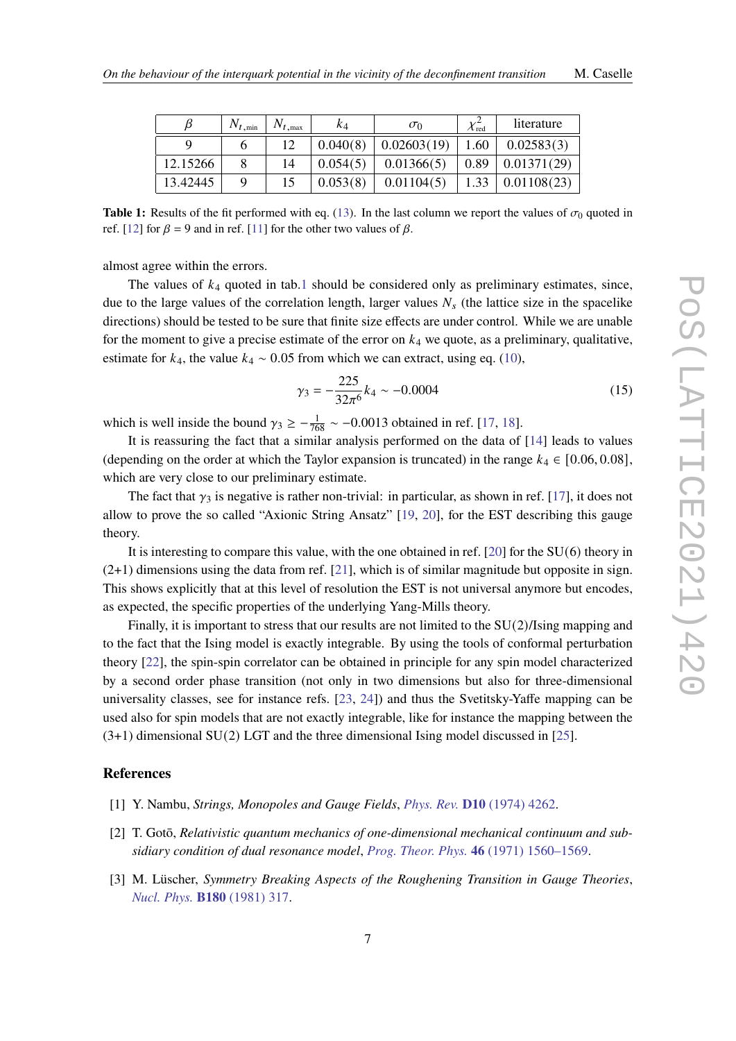| $\beta$ | $N_{t,\min}$ | $N_{t,\max}$ | $k_4$ | $\sigma_0$ | $\chi^2_{\text{red}}$ | literature |
|---|---|---|---|---|---|---|
| 9 | 6 | 12 | 0.040(8) | 0.02603(19) | 1.60 | 0.02583(3) |
| 12.15266 | 8 | 14 | 0.054(5) | 0.01366(5) | 0.89 | 0.01371(29) |
| 13.42445 | 9 | 15 | 0.053(8) | 0.01104(5) | 1.33 | 0.01108(23) |

**Table 1:** Results of the fit performed with eq. (13). In the last column we report the values of $\sigma_0$ quoted in ref. [12] for $\beta = 9$ and in ref. [11] for the other two values of $\beta$.

almost agree within the errors.

The values of $k_4$ quoted in tab.1 should be considered only as preliminary estimates, since, due to the large values of the correlation length, larger values $N_s$ (the lattice size in the spacelike directions) should be tested to be sure that finite size effects are under control. While we are unable for the moment to give a precise estimate of the error on $k_4$ we quote, as a preliminary, qualitative, estimate for $k_4$, the value $k_4 \sim 0.05$ from which we can extract, using eq. (10),

$$\gamma_3 = -\frac{225}{32\pi^6} k_4 \sim -0.0004 \tag{15}$$

which is well inside the bound $\gamma_3 \geq -\frac{1}{768} \sim -0.0013$ obtained in ref. [17, 18].

It is reassuring the fact that a similar analysis performed on the data of [14] leads to values (depending on the order at which the Taylor expansion is truncated) in the range $k_4 \in [0.06, 0.08]$, which are very close to our preliminary estimate.

The fact that $\gamma_3$ is negative is rather non-trivial: in particular, as shown in ref. [17], it does not allow to prove the so called "Axionic String Ansatz" [19, 20], for the EST describing this gauge theory.

It is interesting to compare this value, with the one obtained in ref. [20] for the SU(6) theory in (2+1) dimensions using the data from ref. [21], which is of similar magnitude but opposite in sign. This shows explicitly that at this level of resolution the EST is not universal anymore but encodes, as expected, the specific properties of the underlying Yang-Mills theory.

Finally, it is important to stress that our results are not limited to the SU(2)/Ising mapping and to the fact that the Ising model is exactly integrable. By using the tools of conformal perturbation theory [22], the spin-spin correlator can be obtained in principle for any spin model characterized by a second order phase transition (not only in two dimensions but also for three-dimensional universality classes, see for instance refs. [23, 24]) and thus the Svetitsky-Yaffe mapping can be used also for spin models that are not exactly integrable, like for instance the mapping between the (3+1) dimensional SU(2) LGT and the three dimensional Ising model discussed in [25].

## References

[1] Y. Nambu, *Strings, Monopoles and Gauge Fields*, *Phys. Rev.* **D10** (1974) 4262.

[2] T. Gotō, *Relativistic quantum mechanics of one-dimensional mechanical continuum and subsidiary condition of dual resonance model*, *Prog. Theor. Phys.* **46** (1971) 1560–1569.

[3] M. Lüscher, *Symmetry Breaking Aspects of the Roughening Transition in Gauge Theories*, *Nucl. Phys.* **B180** (1981) 317.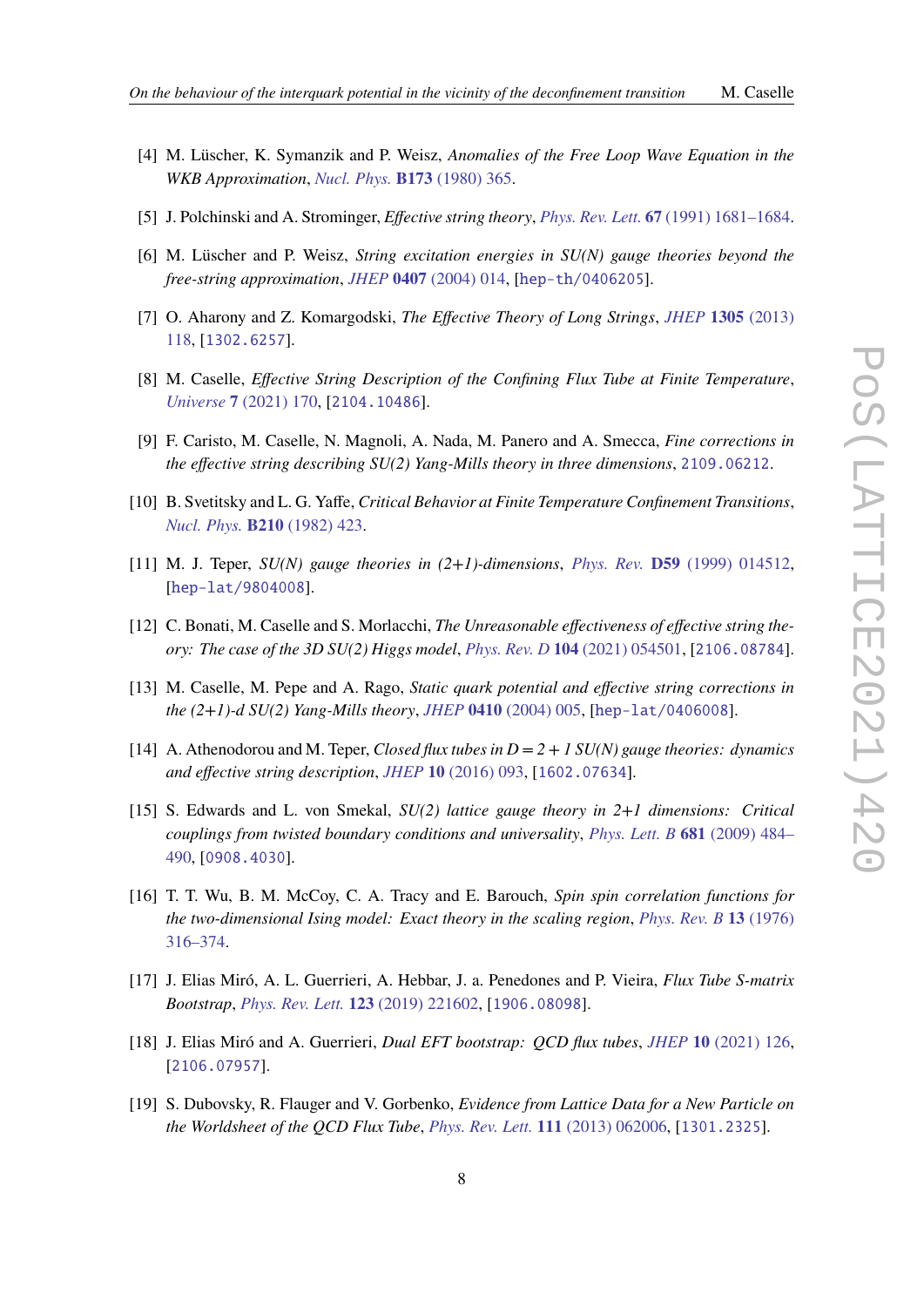[4] M. Lüscher, K. Symanzik and P. Weisz, *Anomalies of the Free Loop Wave Equation in the WKB Approximation*, *Nucl. Phys.* **B173** (1980) 365.

[5] J. Polchinski and A. Strominger, *Effective string theory*, *Phys. Rev. Lett.* **67** (1991) 1681–1684.

[6] M. Lüscher and P. Weisz, *String excitation energies in SU(N) gauge theories beyond the free-string approximation*, *JHEP* **0407** (2004) 014, [hep-th/0406205].

[7] O. Aharony and Z. Komargodski, *The Effective Theory of Long Strings*, *JHEP* **1305** (2013) 118, [1302.6257].

[8] M. Caselle, *Effective String Description of the Confining Flux Tube at Finite Temperature*, *Universe* **7** (2021) 170, [2104.10486].

[9] F. Caristo, M. Caselle, N. Magnoli, A. Nada, M. Panero and A. Smecca, *Fine corrections in the effective string describing SU(2) Yang-Mills theory in three dimensions*, 2109.06212.

[10] B. Svetitsky and L. G. Yaffe, *Critical Behavior at Finite Temperature Confinement Transitions*, *Nucl. Phys.* **B210** (1982) 423.

[11] M. J. Teper, *SU(N) gauge theories in (2+1)-dimensions*, *Phys. Rev.* **D59** (1999) 014512, [hep-lat/9804008].

[12] C. Bonati, M. Caselle and S. Morlacchi, *The Unreasonable effectiveness of effective string theory: The case of the 3D SU(2) Higgs model*, *Phys. Rev. D* **104** (2021) 054501, [2106.08784].

[13] M. Caselle, M. Pepe and A. Rago, *Static quark potential and effective string corrections in the (2+1)-d SU(2) Yang-Mills theory*, *JHEP* **0410** (2004) 005, [hep-lat/0406008].

[14] A. Athenodorou and M. Teper, *Closed flux tubes in $D = 2 + 1$ SU(N) gauge theories: dynamics and effective string description*, *JHEP* **10** (2016) 093, [1602.07634].

[15] S. Edwards and L. von Smekal, *SU(2) lattice gauge theory in 2+1 dimensions: Critical couplings from twisted boundary conditions and universality*, *Phys. Lett. B* **681** (2009) 484–490, [0908.4030].

[16] T. T. Wu, B. M. McCoy, C. A. Tracy and E. Barouch, *Spin spin correlation functions for the two-dimensional Ising model: Exact theory in the scaling region*, *Phys. Rev. B* **13** (1976) 316–374.

[17] J. Elias Miró, A. L. Guerrieri, A. Hebbar, J. a. Penedones and P. Vieira, *Flux Tube S-matrix Bootstrap*, *Phys. Rev. Lett.* **123** (2019) 221602, [1906.08098].

[18] J. Elias Miró and A. Guerrieri, *Dual EFT bootstrap: QCD flux tubes*, *JHEP* **10** (2021) 126, [2106.07957].

[19] S. Dubovsky, R. Flauger and V. Gorbenko, *Evidence from Lattice Data for a New Particle on the Worldsheet of the QCD Flux Tube*, *Phys. Rev. Lett.* **111** (2013) 062006, [1301.2325].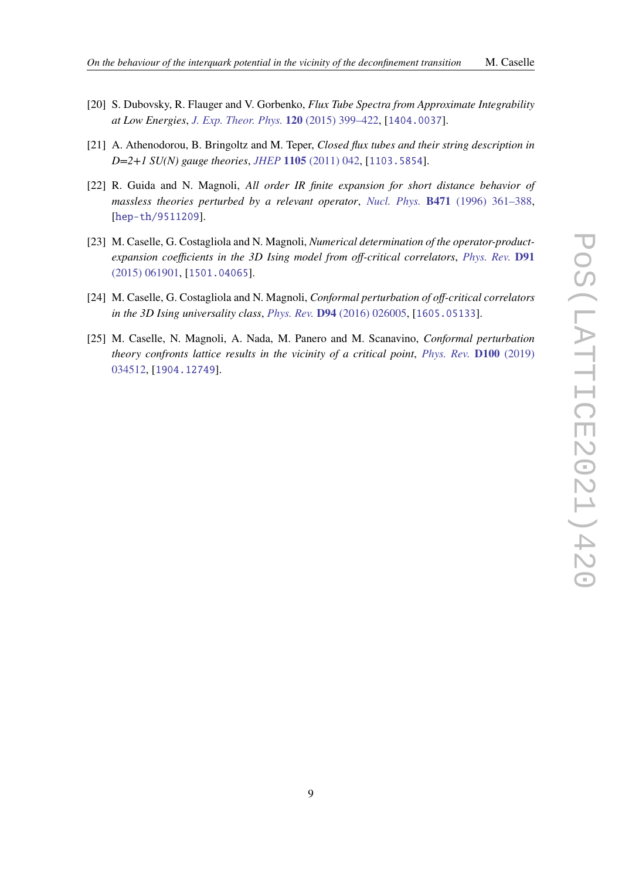[20] S. Dubovsky, R. Flauger and V. Gorbenko, *Flux Tube Spectra from Approximate Integrability at Low Energies*, *J. Exp. Theor. Phys.* **120** (2015) 399–422, [1404.0037].

[21] A. Athenodorou, B. Bringoltz and M. Teper, *Closed flux tubes and their string description in D=2+1 SU(N) gauge theories*, *JHEP* **1105** (2011) 042, [1103.5854].

[22] R. Guida and N. Magnoli, *All order IR finite expansion for short distance behavior of massless theories perturbed by a relevant operator*, *Nucl. Phys.* **B471** (1996) 361–388, [hep-th/9511209].

[23] M. Caselle, G. Costagliola and N. Magnoli, *Numerical determination of the operator-product-expansion coefficients in the 3D Ising model from off-critical correlators*, *Phys. Rev.* **D91** (2015) 061901, [1501.04065].

[24] M. Caselle, G. Costagliola and N. Magnoli, *Conformal perturbation of off-critical correlators in the 3D Ising universality class*, *Phys. Rev.* **D94** (2016) 026005, [1605.05133].

[25] M. Caselle, N. Magnoli, A. Nada, M. Panero and M. Scanavino, *Conformal perturbation theory confronts lattice results in the vicinity of a critical point*, *Phys. Rev.* **D100** (2019) 034512, [1904.12749].